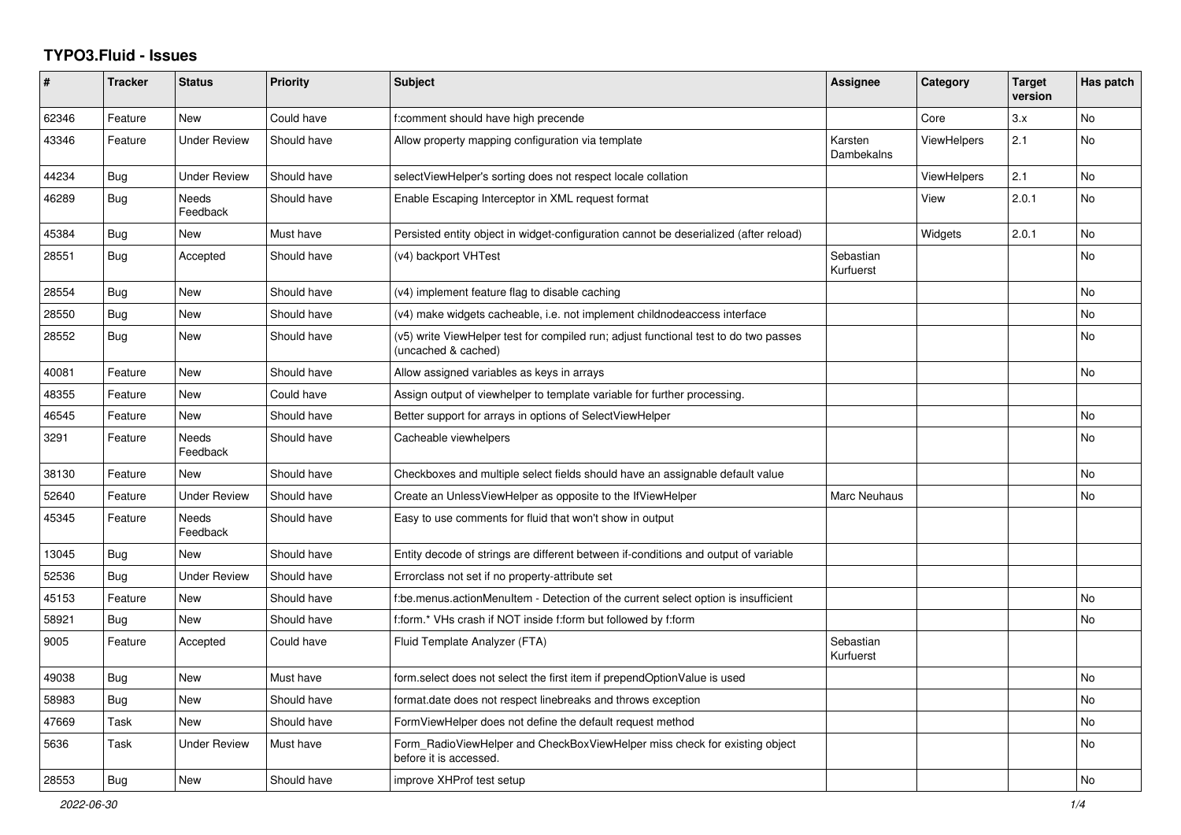# TYPO3.Fluid - Issues

| # | Tracker | Status | Priority | Subject | Assignee | Category | Target version | Has patch |
|---|---|---|---|---|---|---|---|---|
| 62346 | Feature | New | Could have | f:comment should have high precende | | Core | 3.x | No |
| 43346 | Feature | Under Review | Should have | Allow property mapping configuration via template | Karsten Dambekalns | ViewHelpers | 2.1 | No |
| 44234 | Bug | Under Review | Should have | selectViewHelper's sorting does not respect locale collation | | ViewHelpers | 2.1 | No |
| 46289 | Bug | Needs Feedback | Should have | Enable Escaping Interceptor in XML request format | | View | 2.0.1 | No |
| 45384 | Bug | New | Must have | Persisted entity object in widget-configuration cannot be deserialized (after reload) | | Widgets | 2.0.1 | No |
| 28551 | Bug | Accepted | Should have | (v4) backport VHTest | Sebastian Kurfuerst | | | No |
| 28554 | Bug | New | Should have | (v4) implement feature flag to disable caching | | | | No |
| 28550 | Bug | New | Should have | (v4) make widgets cacheable, i.e. not implement childnodeaccess interface | | | | No |
| 28552 | Bug | New | Should have | (v5) write ViewHelper test for compiled run; adjust functional test to do two passes (uncached & cached) | | | | No |
| 40081 | Feature | New | Should have | Allow assigned variables as keys in arrays | | | | No |
| 48355 | Feature | New | Could have | Assign output of viewhelper to template variable for further processing. | | | | |
| 46545 | Feature | New | Should have | Better support for arrays in options of SelectViewHelper | | | | No |
| 3291 | Feature | Needs Feedback | Should have | Cacheable viewhelpers | | | | No |
| 38130 | Feature | New | Should have | Checkboxes and multiple select fields should have an assignable default value | | | | No |
| 52640 | Feature | Under Review | Should have | Create an UnlessViewHelper as opposite to the IfViewHelper | Marc Neuhaus | | | No |
| 45345 | Feature | Needs Feedback | Should have | Easy to use comments for fluid that won't show in output | | | | |
| 13045 | Bug | New | Should have | Entity decode of strings are different between if-conditions and output of variable | | | | |
| 52536 | Bug | Under Review | Should have | Errorclass not set if no property-attribute set | | | | |
| 45153 | Feature | New | Should have | f:be.menus.actionMenuItem - Detection of the current select option is insufficient | | | | No |
| 58921 | Bug | New | Should have | f:form.* VHs crash if NOT inside f:form but followed by f:form | | | | No |
| 9005 | Feature | Accepted | Could have | Fluid Template Analyzer (FTA) | Sebastian Kurfuerst | | | |
| 49038 | Bug | New | Must have | form.select does not select the first item if prependOptionValue is used | | | | No |
| 58983 | Bug | New | Should have | format.date does not respect linebreaks and throws exception | | | | No |
| 47669 | Task | New | Should have | FormViewHelper does not define the default request method | | | | No |
| 5636 | Task | Under Review | Must have | Form_RadioViewHelper and CheckBoxViewHelper miss check for existing object before it is accessed. | | | | No |
| 28553 | Bug | New | Should have | improve XHProf test setup | | | | No |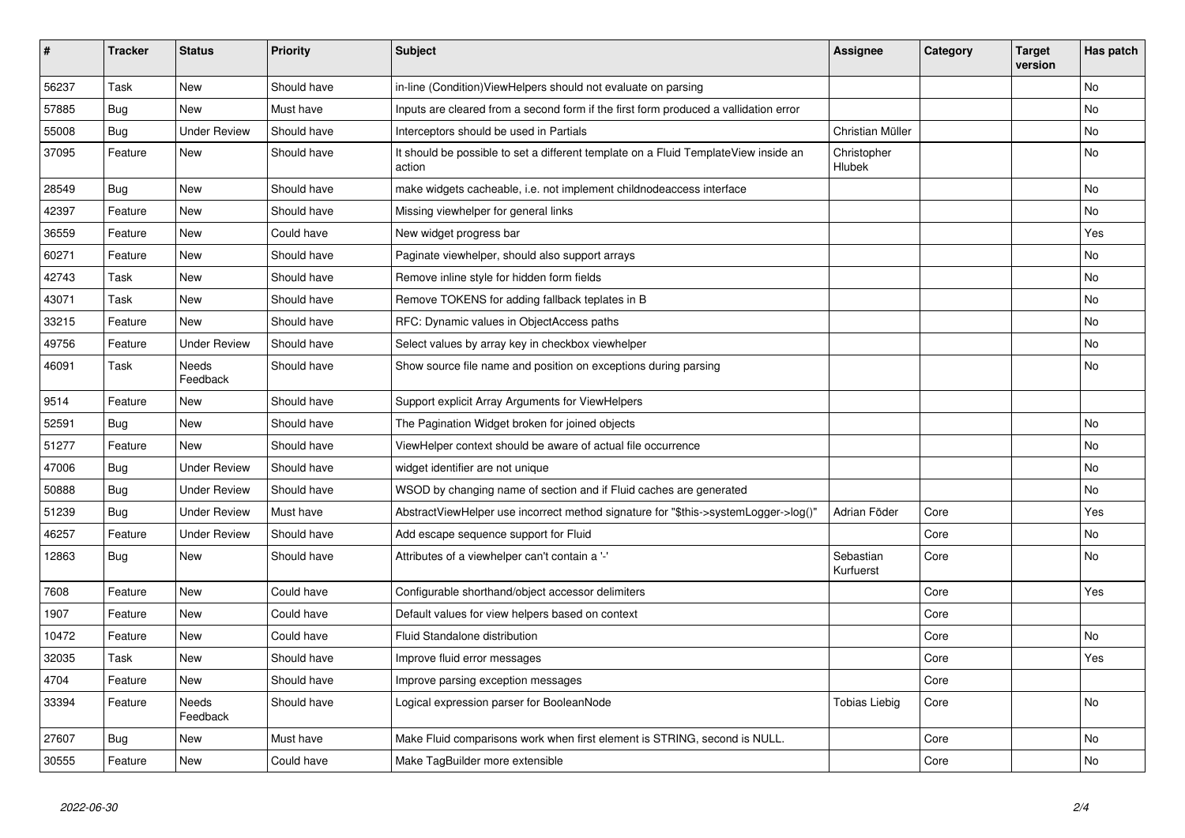| # | Tracker | Status | Priority | Subject | Assignee | Category | Target version | Has patch |
|---|---|---|---|---|---|---|---|---|
| 56237 | Task | New | Should have | in-line (Condition)ViewHelpers should not evaluate on parsing | | | | No |
| 57885 | Bug | New | Must have | Inputs are cleared from a second form if the first form produced a vallidation error | | | | No |
| 55008 | Bug | Under Review | Should have | Interceptors should be used in Partials | Christian Müller | | | No |
| 37095 | Feature | New | Should have | It should be possible to set a different template on a Fluid TemplateView inside an action | Christopher Hlubek | | | No |
| 28549 | Bug | New | Should have | make widgets cacheable, i.e. not implement childnodeaccess interface | | | | No |
| 42397 | Feature | New | Should have | Missing viewhelper for general links | | | | No |
| 36559 | Feature | New | Could have | New widget progress bar | | | | Yes |
| 60271 | Feature | New | Should have | Paginate viewhelper, should also support arrays | | | | No |
| 42743 | Task | New | Should have | Remove inline style for hidden form fields | | | | No |
| 43071 | Task | New | Should have | Remove TOKENS for adding fallback teplates in B | | | | No |
| 33215 | Feature | New | Should have | RFC: Dynamic values in ObjectAccess paths | | | | No |
| 49756 | Feature | Under Review | Should have | Select values by array key in checkbox viewhelper | | | | No |
| 46091 | Task | Needs Feedback | Should have | Show source file name and position on exceptions during parsing | | | | No |
| 9514 | Feature | New | Should have | Support explicit Array Arguments for ViewHelpers | | | | |
| 52591 | Bug | New | Should have | The Pagination Widget broken for joined objects | | | | No |
| 51277 | Feature | New | Should have | ViewHelper context should be aware of actual file occurrence | | | | No |
| 47006 | Bug | Under Review | Should have | widget identifier are not unique | | | | No |
| 50888 | Bug | Under Review | Should have | WSOD by changing name of section and if Fluid caches are generated | | | | No |
| 51239 | Bug | Under Review | Must have | AbstractViewHelper use incorrect method signature for "$this->systemLogger->log()" | Adrian Föder | Core | | Yes |
| 46257 | Feature | Under Review | Should have | Add escape sequence support for Fluid | | Core | | No |
| 12863 | Bug | New | Should have | Attributes of a viewhelper can't contain a '-' | Sebastian Kurfuerst | Core | | No |
| 7608 | Feature | New | Could have | Configurable shorthand/object accessor delimiters | | Core | | Yes |
| 1907 | Feature | New | Could have | Default values for view helpers based on context | | Core | | |
| 10472 | Feature | New | Could have | Fluid Standalone distribution | | Core | | No |
| 32035 | Task | New | Should have | Improve fluid error messages | | Core | | Yes |
| 4704 | Feature | New | Should have | Improve parsing exception messages | | Core | | |
| 33394 | Feature | Needs Feedback | Should have | Logical expression parser for BooleanNode | Tobias Liebig | Core | | No |
| 27607 | Bug | New | Must have | Make Fluid comparisons work when first element is STRING, second is NULL. | | Core | | No |
| 30555 | Feature | New | Could have | Make TagBuilder more extensible | | Core | | No |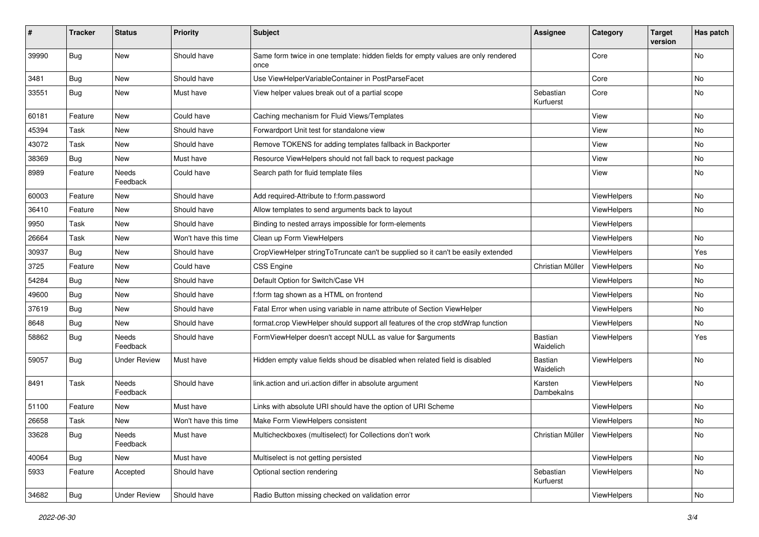| # | Tracker | Status | Priority | Subject | Assignee | Category | Target version | Has patch |
|---|---|---|---|---|---|---|---|---|
| 39990 | Bug | New | Should have | Same form twice in one template: hidden fields for empty values are only rendered once | | Core | | No |
| 3481 | Bug | New | Should have | Use ViewHelperVariableContainer in PostParseFacet | | Core | | No |
| 33551 | Bug | New | Must have | View helper values break out of a partial scope | Sebastian Kurfuerst | Core | | No |
| 60181 | Feature | New | Could have | Caching mechanism for Fluid Views/Templates | | View | | No |
| 45394 | Task | New | Should have | Forwardport Unit test for standalone view | | View | | No |
| 43072 | Task | New | Should have | Remove TOKENS for adding templates fallback in Backporter | | View | | No |
| 38369 | Bug | New | Must have | Resource ViewHelpers should not fall back to request package | | View | | No |
| 8989 | Feature | Needs Feedback | Could have | Search path for fluid template files | | View | | No |
| 60003 | Feature | New | Should have | Add required-Attribute to f:form.password | | ViewHelpers | | No |
| 36410 | Feature | New | Should have | Allow templates to send arguments back to layout | | ViewHelpers | | No |
| 9950 | Task | New | Should have | Binding to nested arrays impossible for form-elements | | ViewHelpers | | |
| 26664 | Task | New | Won't have this time | Clean up Form ViewHelpers | | ViewHelpers | | No |
| 30937 | Bug | New | Should have | CropViewHelper stringToTruncate can't be supplied so it can't be easily extended | | ViewHelpers | | Yes |
| 3725 | Feature | New | Could have | CSS Engine | Christian Müller | ViewHelpers | | No |
| 54284 | Bug | New | Should have | Default Option for Switch/Case VH | | ViewHelpers | | No |
| 49600 | Bug | New | Should have | f:form tag shown as a HTML on frontend | | ViewHelpers | | No |
| 37619 | Bug | New | Should have | Fatal Error when using variable in name attribute of Section ViewHelper | | ViewHelpers | | No |
| 8648 | Bug | New | Should have | format.crop ViewHelper should support all features of the crop stdWrap function | | ViewHelpers | | No |
| 58862 | Bug | Needs Feedback | Should have | FormViewHelper doesn't accept NULL as value for $arguments | Bastian Waidelich | ViewHelpers | | Yes |
| 59057 | Bug | Under Review | Must have | Hidden empty value fields shoud be disabled when related field is disabled | Bastian Waidelich | ViewHelpers | | No |
| 8491 | Task | Needs Feedback | Should have | link.action and uri.action differ in absolute argument | Karsten Dambekalns | ViewHelpers | | No |
| 51100 | Feature | New | Must have | Links with absolute URI should have the option of URI Scheme | | ViewHelpers | | No |
| 26658 | Task | New | Won't have this time | Make Form ViewHelpers consistent | | ViewHelpers | | No |
| 33628 | Bug | Needs Feedback | Must have | Multicheckboxes (multiselect) for Collections don't work | Christian Müller | ViewHelpers | | No |
| 40064 | Bug | New | Must have | Multiselect is not getting persisted | | ViewHelpers | | No |
| 5933 | Feature | Accepted | Should have | Optional section rendering | Sebastian Kurfuerst | ViewHelpers | | No |
| 34682 | Bug | Under Review | Should have | Radio Button missing checked on validation error | | ViewHelpers | | No |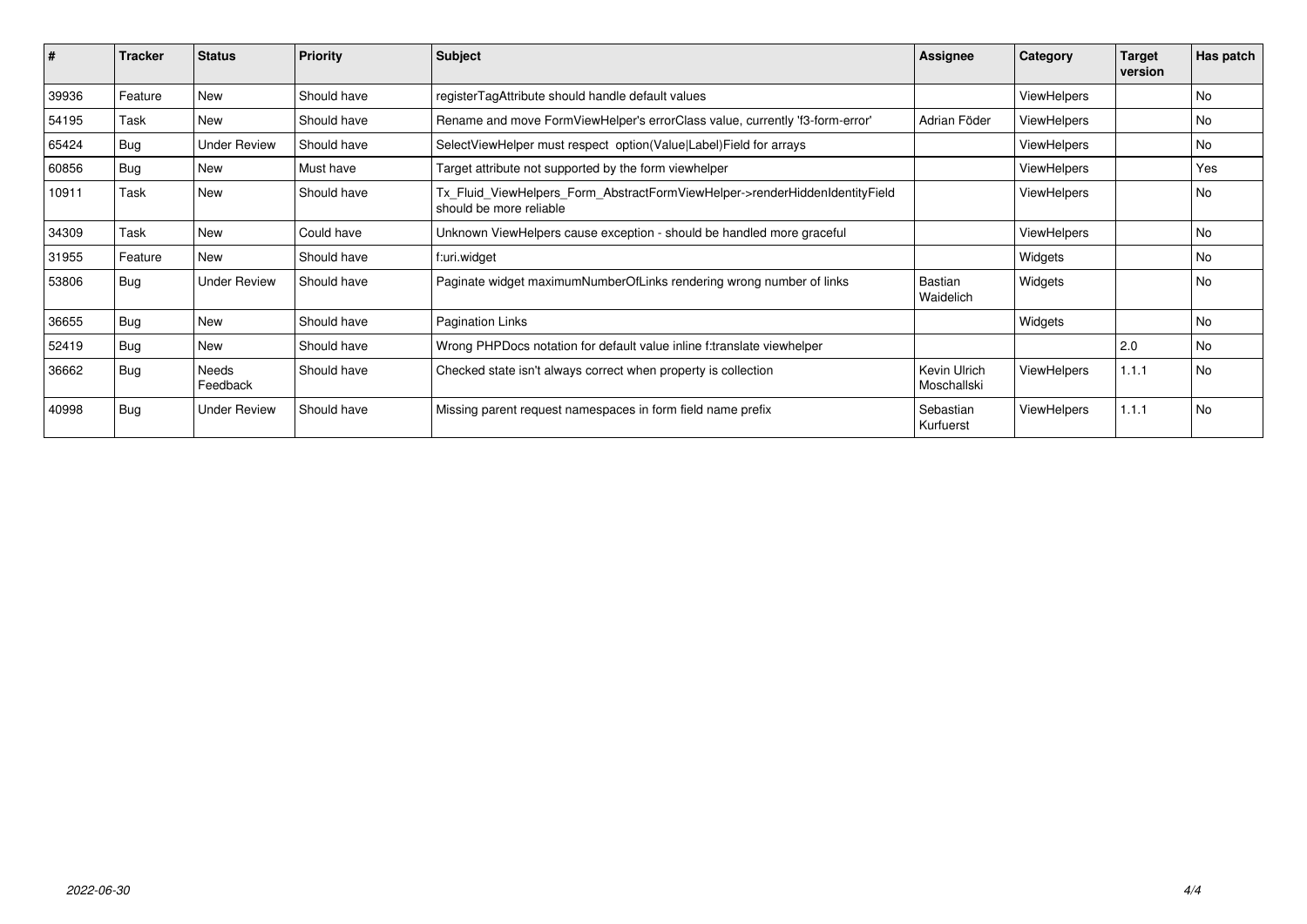| # | Tracker | Status | Priority | Subject | Assignee | Category | Target version | Has patch |
| --- | --- | --- | --- | --- | --- | --- | --- | --- |
| 39936 | Feature | New | Should have | registerTagAttribute should handle default values | | ViewHelpers | | No |
| 54195 | Task | New | Should have | Rename and move FormViewHelper's errorClass value, currently 'f3-form-error' | Adrian Föder | ViewHelpers | | No |
| 65424 | Bug | Under Review | Should have | SelectViewHelper must respect option(Value\|Label)Field for arrays | | ViewHelpers | | No |
| 60856 | Bug | New | Must have | Target attribute not supported by the form viewhelper | | ViewHelpers | | Yes |
| 10911 | Task | New | Should have | Tx_Fluid_ViewHelpers_Form_AbstractFormViewHelper->renderHiddenIdentityField should be more reliable | | ViewHelpers | | No |
| 34309 | Task | New | Could have | Unknown ViewHelpers cause exception - should be handled more graceful | | ViewHelpers | | No |
| 31955 | Feature | New | Should have | f:uri.widget | | Widgets | | No |
| 53806 | Bug | Under Review | Should have | Paginate widget maximumNumberOfLinks rendering wrong number of links | Bastian Waidelich | Widgets | | No |
| 36655 | Bug | New | Should have | Pagination Links | | Widgets | | No |
| 52419 | Bug | New | Should have | Wrong PHPDocs notation for default value inline f:translate viewhelper | | | 2.0 | No |
| 36662 | Bug | Needs Feedback | Should have | Checked state isn't always correct when property is collection | Kevin Ulrich Moschallski | ViewHelpers | 1.1.1 | No |
| 40998 | Bug | Under Review | Should have | Missing parent request namespaces in form field name prefix | Sebastian Kurfuerst | ViewHelpers | 1.1.1 | No |

*2022-06-30*